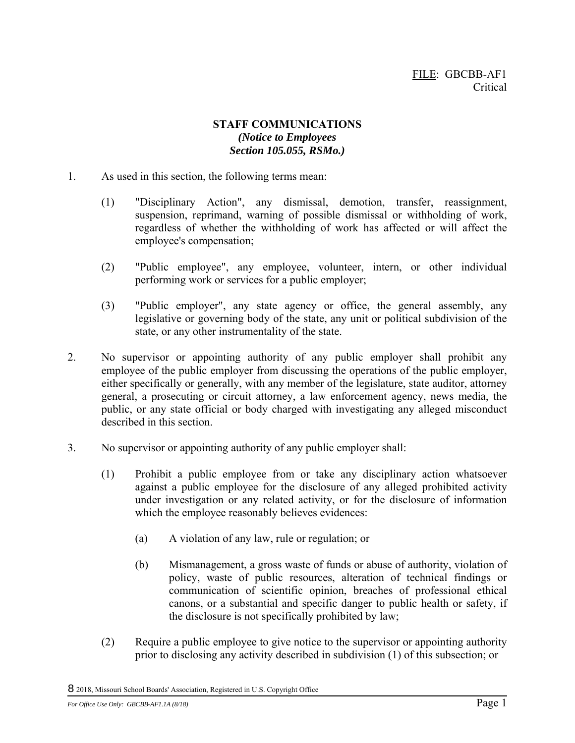FILE: GBCBB-AF1
Critical

# STAFF COMMUNICATIONS

***(Notice to Employees***
***Section 105.055, RSMo.)***

1. As used in this section, the following terms mean:

   (1) "Disciplinary Action", any dismissal, demotion, transfer, reassignment, suspension, reprimand, warning of possible dismissal or withholding of work, regardless of whether the withholding of work has affected or will affect the employee's compensation;

   (2) "Public employee", any employee, volunteer, intern, or other individual performing work or services for a public employer;

   (3) "Public employer", any state agency or office, the general assembly, any legislative or governing body of the state, any unit or political subdivision of the state, or any other instrumentality of the state.

2. No supervisor or appointing authority of any public employer shall prohibit any employee of the public employer from discussing the operations of the public employer, either specifically or generally, with any member of the legislature, state auditor, attorney general, a prosecuting or circuit attorney, a law enforcement agency, news media, the public, or any state official or body charged with investigating any alleged misconduct described in this section.

3. No supervisor or appointing authority of any public employer shall:

   (1) Prohibit a public employee from or take any disciplinary action whatsoever against a public employee for the disclosure of any alleged prohibited activity under investigation or any related activity, or for the disclosure of information which the employee reasonably believes evidences:

      (a) A violation of any law, rule or regulation; or

      (b) Mismanagement, a gross waste of funds or abuse of authority, violation of policy, waste of public resources, alteration of technical findings or communication of scientific opinion, breaches of professional ethical canons, or a substantial and specific danger to public health or safety, if the disclosure is not specifically prohibited by law;

   (2) Require a public employee to give notice to the supervisor or appointing authority prior to disclosing any activity described in subdivision (1) of this subsection; or

© 2018, Missouri School Boards' Association, Registered in U.S. Copyright Office

*For Office Use Only: GBCBB-AF1.1A (8/18)*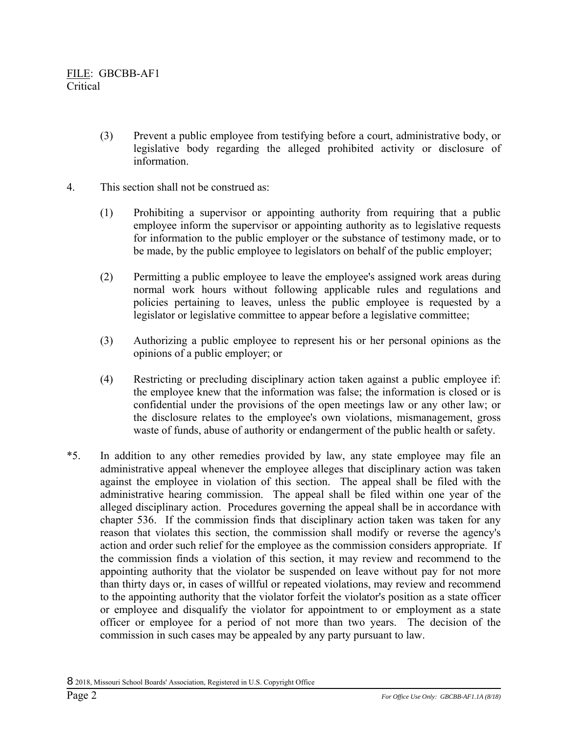(3) Prevent a public employee from testifying before a court, administrative body, or legislative body regarding the alleged prohibited activity or disclosure of information.

4. This section shall not be construed as:

   (1) Prohibiting a supervisor or appointing authority from requiring that a public employee inform the supervisor or appointing authority as to legislative requests for information to the public employer or the substance of testimony made, or to be made, by the public employee to legislators on behalf of the public employer;

   (2) Permitting a public employee to leave the employee's assigned work areas during normal work hours without following applicable rules and regulations and policies pertaining to leaves, unless the public employee is requested by a legislator or legislative committee to appear before a legislative committee;

   (3) Authorizing a public employee to represent his or her personal opinions as the opinions of a public employer; or

   (4) Restricting or precluding disciplinary action taken against a public employee if: the employee knew that the information was false; the information is closed or is confidential under the provisions of the open meetings law or any other law; or the disclosure relates to the employee's own violations, mismanagement, gross waste of funds, abuse of authority or endangerment of the public health or safety.

*5. In addition to any other remedies provided by law, any state employee may file an administrative appeal whenever the employee alleges that disciplinary action was taken against the employee in violation of this section. The appeal shall be filed with the administrative hearing commission. The appeal shall be filed within one year of the alleged disciplinary action. Procedures governing the appeal shall be in accordance with chapter 536. If the commission finds that disciplinary action taken was taken for any reason that violates this section, the commission shall modify or reverse the agency's action and order such relief for the employee as the commission considers appropriate. If the commission finds a violation of this section, it may review and recommend to the appointing authority that the violator be suspended on leave without pay for not more than thirty days or, in cases of willful or repeated violations, may review and recommend to the appointing authority that the violator forfeit the violator's position as a state officer or employee and disqualify the violator for appointment to or employment as a state officer or employee for a period of not more than two years. The decision of the commission in such cases may be appealed by any party pursuant to law.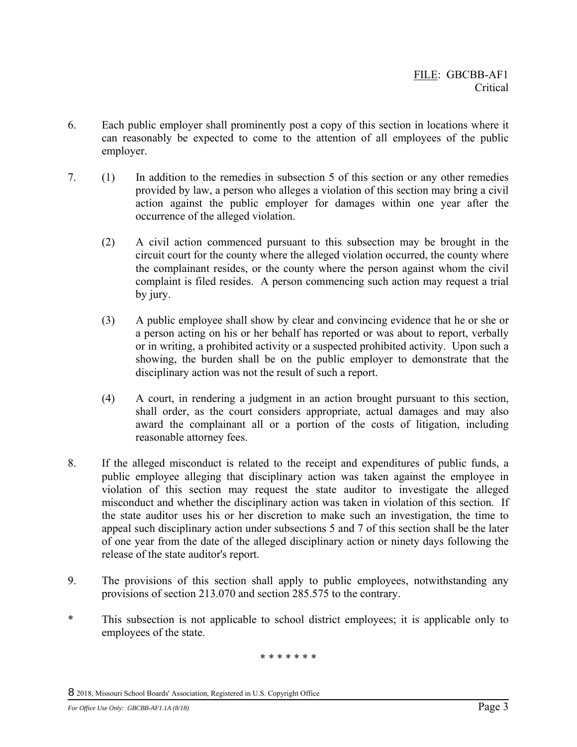6. Each public employer shall prominently post a copy of this section in locations where it can reasonably be expected to come to the attention of all employees of the public employer.

7. (1) In addition to the remedies in subsection 5 of this section or any other remedies provided by law, a person who alleges a violation of this section may bring a civil action against the public employer for damages within one year after the occurrence of the alleged violation.

   (2) A civil action commenced pursuant to this subsection may be brought in the circuit court for the county where the alleged violation occurred, the county where the complainant resides, or the county where the person against whom the civil complaint is filed resides. A person commencing such action may request a trial by jury.

   (3) A public employee shall show by clear and convincing evidence that he or she or a person acting on his or her behalf has reported or was about to report, verbally or in writing, a prohibited activity or a suspected prohibited activity. Upon such a showing, the burden shall be on the public employer to demonstrate that the disciplinary action was not the result of such a report.

   (4) A court, in rendering a judgment in an action brought pursuant to this section, shall order, as the court considers appropriate, actual damages and may also award the complainant all or a portion of the costs of litigation, including reasonable attorney fees.

8. If the alleged misconduct is related to the receipt and expenditures of public funds, a public employee alleging that disciplinary action was taken against the employee in violation of this section may request the state auditor to investigate the alleged misconduct and whether the disciplinary action was taken in violation of this section. If the state auditor uses his or her discretion to make such an investigation, the time to appeal such disciplinary action under subsections 5 and 7 of this section shall be the later of one year from the date of the alleged disciplinary action or ninety days following the release of the state auditor's report.

9. The provisions of this section shall apply to public employees, notwithstanding any provisions of section 213.070 and section 285.575 to the contrary.

\* This subsection is not applicable to school district employees; it is applicable only to employees of the state.

\* \* \* \* \* \* \*

8 2018, Missouri School Boards' Association, Registered in U.S. Copyright Office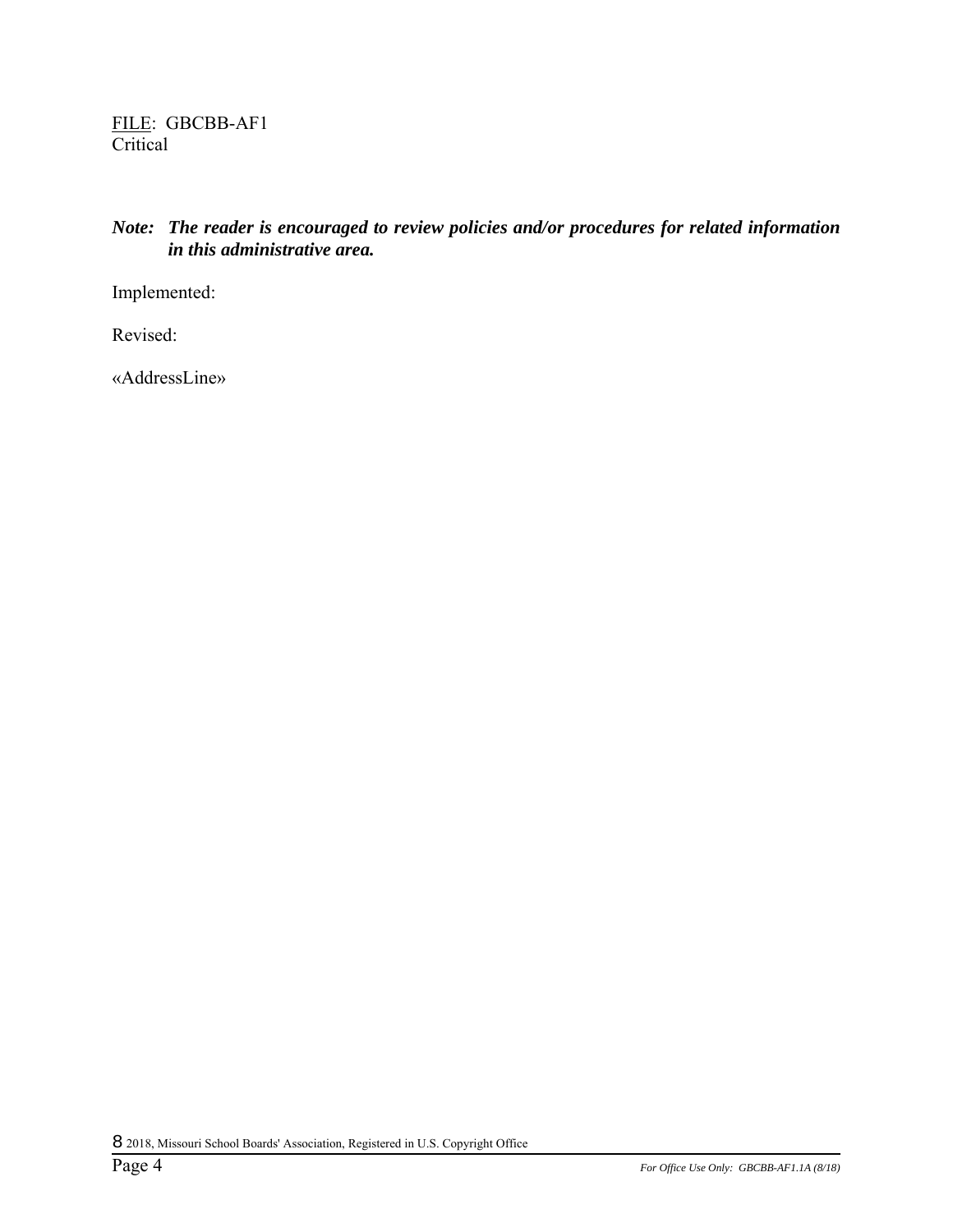FILE: GBCBB-AF1
Critical

***Note: The reader is encouraged to review policies and/or procedures for related information in this administrative area.***

Implemented:

Revised:

«AddressLine»

8 2018, Missouri School Boards' Association, Registered in U.S. Copyright Office

*For Office Use Only: GBCBB-AF1.1A (8/18)*